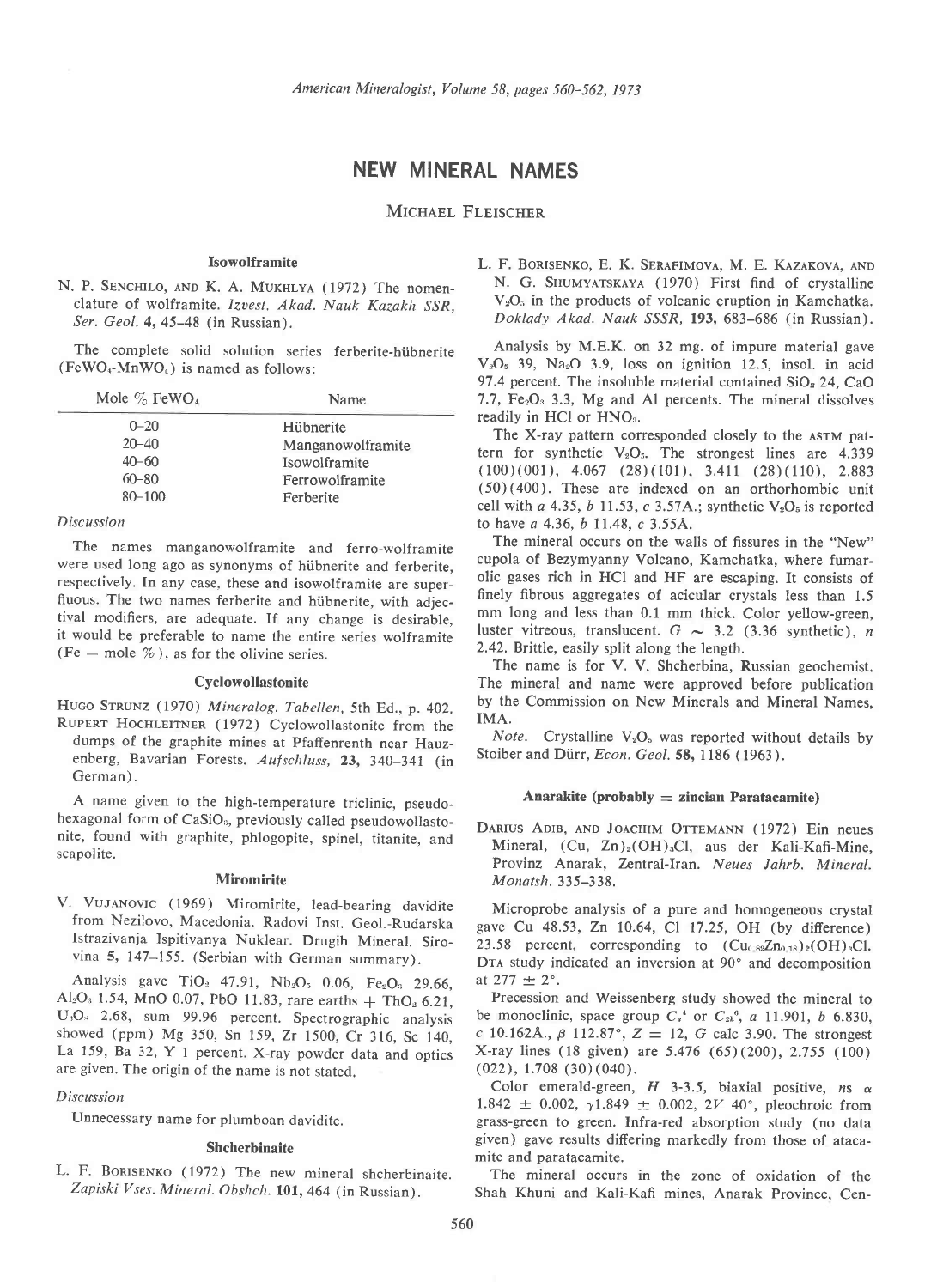# NEW MINERAL NAMES

MICHAEL FLEISCHER

### Isowolframite

N. P. SENCHILO, AND K. A. MUKHLYA (1972) The nomenclature of wolframite. *Izvest. Akad. Nauk Kazakh SSR, Ser. Geol.* **4**, 45–48 (in Russian).

The complete solid solution series ferberite-hübnerite ($FeWO_4$-$MnWO_4$) is named as follows:

| Mole % $FeWO_4$ | Name |
|---|---|
| 0–20 | Hübnerite |
| 20–40 | Manganowolframite |
| 40–60 | Isowolframite |
| 60–80 | Ferrowolframite |
| 80–100 | Ferberite |

*Discussion*

The names manganowolframite and ferro-wolframite were used long ago as synonyms of hübnerite and ferberite, respectively. In any case, these and isowolframite are superfluous. The two names ferberite and hübnerite, with adjectival modifiers, are adequate. If any change is desirable, it would be preferable to name the entire series wolframite (Fe — mole %), as for the olivine series.

### Cyclowollastonite

HUGO STRUNZ (1970) *Mineralog. Tabellen*, 5th Ed., p. 402.
RUPERT HOCHLEITNER (1972) Cyclowollastonite from the dumps of the graphite mines at Pfaffenrenth near Hauzenberg, Bavarian Forests. *Aufschluss*, **23**, 340–341 (in German).

A name given to the high-temperature triclinic, pseudohexagonal form of $CaSiO_3$, previously called pseudowollastonite, found with graphite, phlogopite, spinel, titanite, and scapolite.

### Miromirite

V. VUJANOVIC (1969) Miromirite, lead-bearing davidite from Nezilovo, Macedonia. Radovi Inst. Geol.-Rudarska Istrazivanja Ispitivanya Nuklear. Drugih Mineral. Sirovina **5**, 147–155. (Serbian with German summary).

Analysis gave $TiO_2$ 47.91, $Nb_2O_5$ 0.06, $Fe_2O_3$ 29.66, $Al_2O_3$ 1.54, MnO 0.07, PbO 11.83, rare earths + $ThO_2$ 6.21, $U_3O_8$ 2.68, sum 99.96 percent. Spectrographic analysis showed (ppm) Mg 350, Sn 159, Zr 1500, Cr 316, Sc 140, La 159, Ba 32, Y 1 percent. X-ray powder data and optics are given. The origin of the name is not stated.

*Discussion*

Unnecessary name for plumboan davidite.

### Shcherbinaite

L. F. BORISENKO (1972) The new mineral shcherbinaite. *Zapiski Vses. Mineral. Obshch.* **101**, 464 (in Russian).

L. F. BORISENKO, E. K. SERAFIMOVA, M. E. KAZAKOVA, AND N. G. SHUMYATSKAYA (1970) First find of crystalline $V_2O_5$ in the products of volcanic eruption in Kamchatka. *Doklady Akad. Nauk SSSR*, **193**, 683–686 (in Russian).

Analysis by M.E.K. on 32 mg. of impure material gave $V_2O_5$ 39, $Na_2O$ 3.9, loss on ignition 12.5, insol. in acid 97.4 percent. The insoluble material contained $SiO_2$ 24, CaO 7.7, $Fe_2O_3$ 3.3, Mg and Al percents. The mineral dissolves readily in HCl or $HNO_3$.

The X-ray pattern corresponded closely to the ASTM pattern for synthetic $V_2O_5$. The strongest lines are 4.339 (100)(001), 4.067 (28)(101), 3.411 (28)(110), 2.883 (50)(400). These are indexed on an orthorhombic unit cell with *a* 4.35, *b* 11.53, *c* 3.57A.; synthetic $V_2O_5$ is reported to have *a* 4.36, *b* 11.48, *c* 3.55Å.

The mineral occurs on the walls of fissures in the "New" cupola of Bezymyanny Volcano, Kamchatka, where fumarolic gases rich in HCl and HF are escaping. It consists of finely fibrous aggregates of acicular crystals less than 1.5 mm long and less than 0.1 mm thick. Color yellow-green, luster vitreous, translucent. $G \sim 3.2$ (3.36 synthetic), *n* 2.42. Brittle, easily split along the length.

The name is for V. V. Shcherbina, Russian geochemist. The mineral and name were approved before publication by the Commission on New Minerals and Mineral Names, IMA.

*Note.* Crystalline $V_2O_5$ was reported without details by Stoiber and Dürr, *Econ. Geol.* **58**, 1186 (1963).

### Anarakite (probably = zincian Paratacamite)

DARIUS ADIB, AND JOACHIM OTTEMANN (1972) Ein neues Mineral, $(Cu, Zn)_2(OH)_3Cl$, aus der Kali-Kafi-Mine, Provinz Anarak, Zentral-Iran. *Neues Jahrb. Mineral. Monatsh.* 335–338.

Microprobe analysis of a pure and homogeneous crystal gave Cu 48.53, Zn 10.64, Cl 17.25, OH (by difference) 23.58 percent, corresponding to $(Cu_{0.82}Zn_{0.18})_2(OH)_3Cl$. DTA study indicated an inversion at 90° and decomposition at 277 ± 2°.

Precession and Weissenberg study showed the mineral to be monoclinic, space group $C_s^4$ or $C_{2h}^6$, *a* 11.901, *b* 6.830, *c* 10.162Å., β 112.87°, Z = 12, G calc 3.90. The strongest X-ray lines (18 given) are 5.476 (65)(200), 2.755 (100) (022), 1.708 (30)(040).

Color emerald-green, *H* 3-3.5, biaxial positive, *n*s α 1.842 ± 0.002, γ 1.849 ± 0.002, 2*V* 40°, pleochroic from grass-green to green. Infra-red absorption study (no data given) gave results differing markedly from those of atacamite and paratacamite.

The mineral occurs in the zone of oxidation of the Shah Khuni and Kali-Kafi mines, Anarak Province, Cen-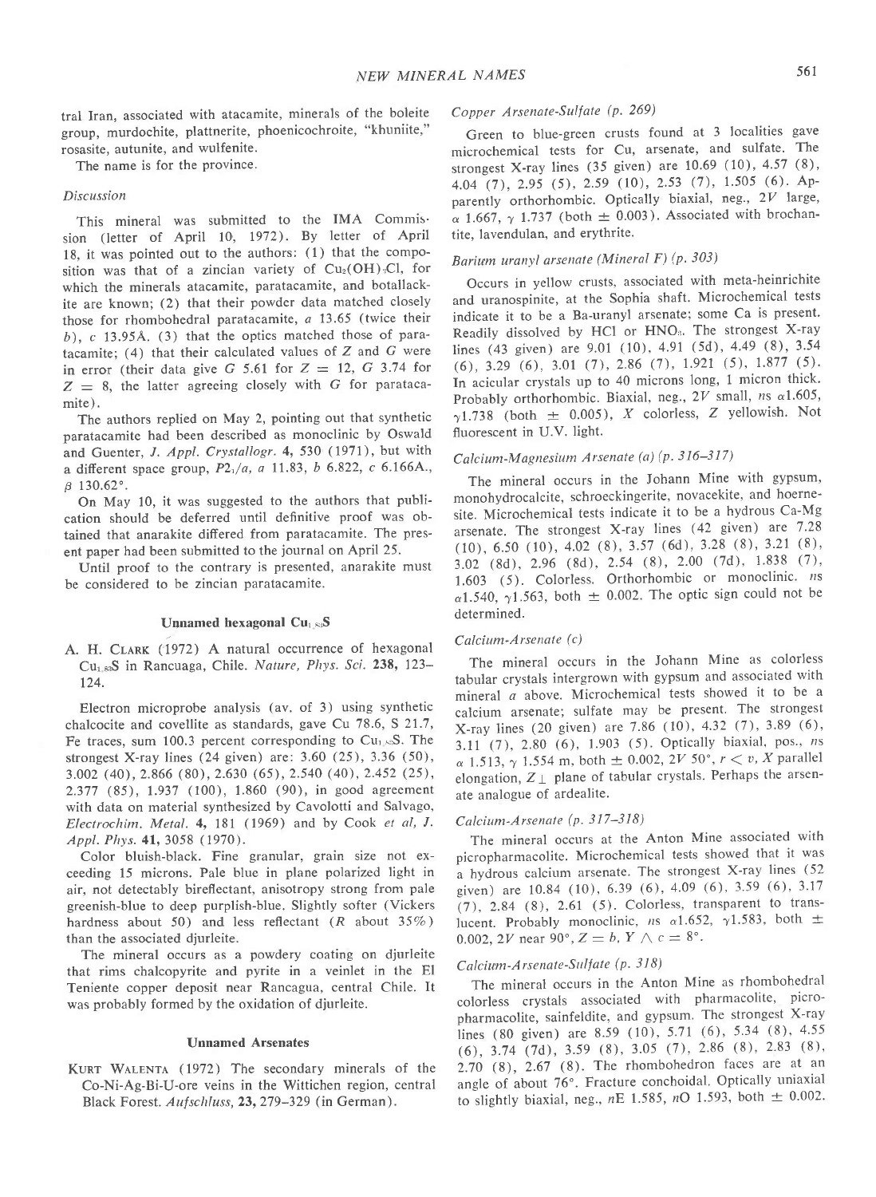tral Iran, associated with atacamite, minerals of the boleite group, murdochite, plattnerite, phoenicochroite, "khuniite," rosasite, autunite, and wulfenite.

The name is for the province.

*Discussion*

This mineral was submitted to the IMA Commission (letter of April 10, 1972). By letter of April 18, it was pointed out to the authors: (1) that the composition was that of a zincian variety of $Cu_2(OH)_3Cl$, for which the minerals atacamite, paratacamite, and botallackite are known; (2) that their powder data matched closely those for rhombohedral paratacamite, *a* 13.65 (twice their *b*), *c* 13.95Å. (3) that the optics matched those of paratacamite; (4) that their calculated values of *Z* and *G* were in error (their data give *G* 5.61 for *Z* = 12, *G* 3.74 for *Z* = 8, the latter agreeing closely with *G* for paratacamite).

The authors replied on May 2, pointing out that synthetic paratacamite had been described as monoclinic by Oswald and Guenter, *J. Appl. Crystallogr.* **4**, 530 (1971), but with a different space group, $P2_1/a$, *a* 11.83, *b* 6.822, *c* 6.166A., $\beta$ 130.62°.

On May 10, it was suggested to the authors that publication should be deferred until definitive proof was obtained that anarakite differed from paratacamite. The present paper had been submitted to the journal on April 25.

Until proof to the contrary is presented, anarakite must be considered to be zincian paratacamite.

### Unnamed hexagonal $Cu_{1.80}S$

A. H. Clark (1972) A natural occurrence of hexagonal $Cu_{1.80}S$ in Rancuaga, Chile. *Nature, Phys. Sci.* **238**, 123–124.

Electron microprobe analysis (av. of 3) using synthetic chalcocite and covellite as standards, gave Cu 78.6, S 21.7, Fe traces, sum 100.3 percent corresponding to $Cu_{1.80}S$. The strongest X-ray lines (24 given) are: 3.60 (25), 3.36 (50), 3.002 (40), 2.866 (80), 2.630 (65), 2.540 (40), 2.452 (25), 2.377 (85), 1.937 (100), 1.860 (90), in good agreement with data on material synthesized by Cavolotti and Salvago, *Electrochim. Metal.* **4**, 181 (1969) and by Cook *et al*, *J. Appl. Phys.* **41**, 3058 (1970).

Color bluish-black. Fine granular, grain size not exceeding 15 microns. Pale blue in plane polarized light in air, not detectably bireflectant, anisotropy strong from pale greenish-blue to deep purplish-blue. Slightly softer (Vickers hardness about 50) and less reflectant (*R* about 35%) than the associated djurleite.

The mineral occurs as a powdery coating on djurleite that rims chalcopyrite and pyrite in a veinlet in the El Teniente copper deposit near Rancagua, central Chile. It was probably formed by the oxidation of djurleite.

### Unnamed Arsenates

Kurt Walenta (1972) The secondary minerals of the Co-Ni-Ag-Bi-U-ore veins in the Wittichen region, central Black Forest. *Aufschluss*, **23**, 279–329 (in German).

*Copper Arsenate-Sulfate (p. 269)*

Green to blue-green crusts found at 3 localities gave microchemical tests for Cu, arsenate, and sulfate. The strongest X-ray lines (35 given) are 10.69 (10), 4.57 (8), 4.04 (7), 2.95 (5), 2.59 (10), 2.53 (7), 1.505 (6). Apparently orthorhombic. Optically biaxial, neg., 2*V* large, $\alpha$ 1.667, $\gamma$ 1.737 (both ± 0.003). Associated with brochantite, lavendulan, and erythrite.

*Barium uranyl arsenate (Mineral F) (p. 303)*

Occurs in yellow crusts, associated with meta-heinrichite and uranospinite, at the Sophia shaft. Microchemical tests indicate it to be a Ba-uranyl arsenate; some Ca is present. Readily dissolved by HCl or $HNO_3$. The strongest X-ray lines (43 given) are 9.01 (10), 4.91 (5d), 4.49 (8), 3.54 (6), 3.29 (6), 3.01 (7), 2.86 (7), 1.921 (5), 1.877 (5). In acicular crystals up to 40 microns long, 1 micron thick. Probably orthorhombic. Biaxial, neg., 2*V* small, *ns* $\alpha$1.605, $\gamma$1.738 (both ± 0.005), *X* colorless, *Z* yellowish. Not fluorescent in U.V. light.

*Calcium-Magnesium Arsenate (a) (p. 316–317)*

The mineral occurs in the Johann Mine with gypsum, monohydrocalcite, schroeckingerite, novacekite, and hoernesite. Microchemical tests indicate it to be a hydrous Ca-Mg arsenate. The strongest X-ray lines (42 given) are 7.28 (10), 6.50 (10), 4.02 (8), 3.57 (6d), 3.28 (8), 3.21 (8), 3.02 (8d), 2.96 (8d), 2.54 (8), 2.00 (7d), 1.838 (7), 1.603 (5). Colorless. Orthorhombic or monoclinic. *ns* $\alpha$1.540, $\gamma$1.563, both ± 0.002. The optic sign could not be determined.

*Calcium-Arsenate (c)*

The mineral occurs in the Johann Mine as colorless tabular crystals intergrown with gypsum and associated with mineral *a* above. Microchemical tests showed it to be a calcium arsenate; sulfate may be present. The strongest X-ray lines (20 given) are 7.86 (10), 4.32 (7), 3.89 (6), 3.11 (7), 2.80 (6), 1.903 (5). Optically biaxial, pos., *ns* $\alpha$ 1.513, $\gamma$ 1.554 m, both ± 0.002, 2*V* 50°, $r < v$, *X* parallel elongation, $Z \perp$ plane of tabular crystals. Perhaps the arsenate analogue of ardealite.

*Calcium-Arsenate (p. 317–318)*

The mineral occurs at the Anton Mine associated with picropharmacolite. Microchemical tests showed that it was a hydrous calcium arsenate. The strongest X-ray lines (52 given) are 10.84 (10), 6.39 (6), 4.09 (6), 3.59 (6), 3.17 (7), 2.84 (8), 2.61 (5). Colorless, transparent to translucent. Probably monoclinic, *ns* $\alpha$1.652, $\gamma$1.583, both ± 0.002, 2*V* near 90°, *Z* = *b*, $Y \wedge c$ = 8°.

*Calcium-Arsenate-Sulfate (p. 318)*

The mineral occurs in the Anton Mine as rhombohedral colorless crystals associated with pharmacolite, picropharmacolite, sainfeldite, and gypsum. The strongest X-ray lines (80 given) are 8.59 (10), 5.71 (6), 5.34 (8), 4.55 (6), 3.74 (7d), 3.59 (8), 3.05 (7), 2.86 (8), 2.83 (8), 2.70 (8), 2.67 (8). The rhombohedron faces are at an angle of about 76°. Fracture conchoidal. Optically uniaxial to slightly biaxial, neg., *n*E 1.585, *n*O 1.593, both ± 0.002.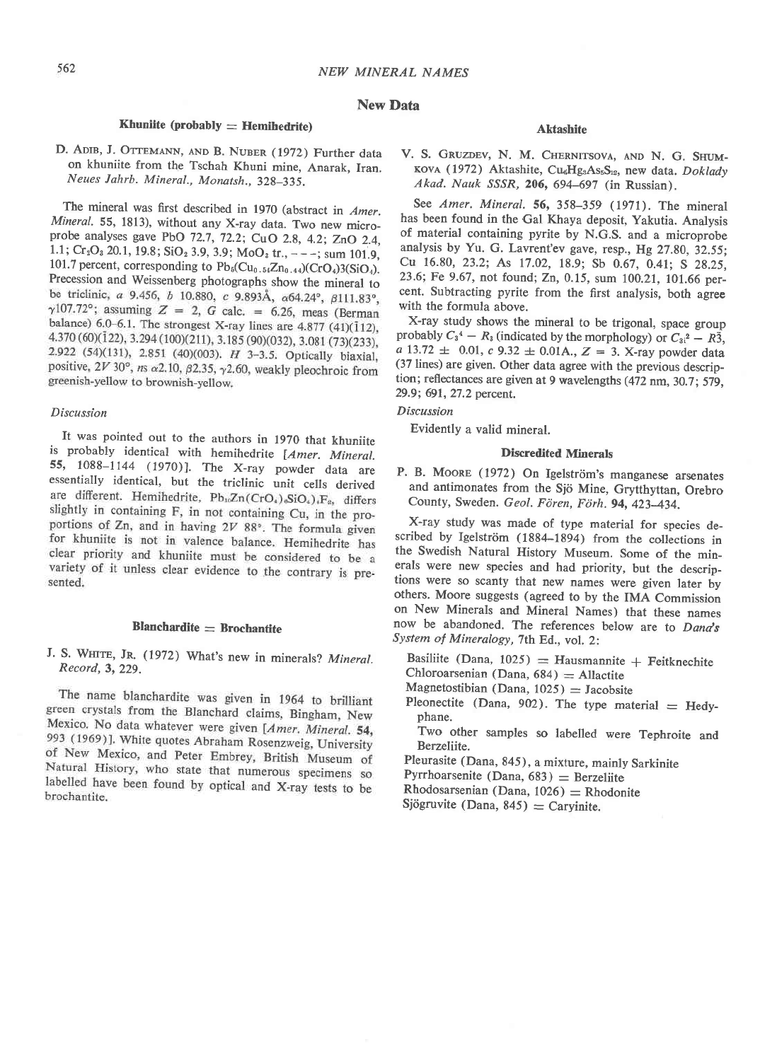## New Data

### Khuniite (probably = Hemihedrite)

D. Adib, J. Ottemann, and B. Nuber (1972) Further data on khuniite from the Tschah Khuni mine, Anarak, Iran. *Neues Jahrb. Mineral., Monatsh.*, 328–335.

The mineral was first described in 1970 (abstract in *Amer. Mineral.* 55, 1813), without any X-ray data. Two new microprobe analyses gave PbO 72.7, 72.2; CuO 2.8, 4.2; ZnO 2.4, 1.1; $Cr_2O_3$ 20.1, 19.8; $SiO_2$ 3.9, 3.9; $MoO_3$ tr., – – –; sum 101.9, 101.7 percent, corresponding to $Pb_6(Cu_{0.54}Zn_{0.44})(CrO_4)3(SiO_4)$. Precession and Weissenberg photographs show the mineral to be triclinic, *a* 9.456, *b* 10.880, *c* 9.893Å, α64.24°, β111.83°, γ107.72°; assuming *Z* = 2, *G* calc. = 6.26, meas (Berman balance) 6.0–6.1. The strongest X-ray lines are 4.877 (41)($\bar{1}$12), 4.370 (60)($\bar{1}$22), 3.294 (100)(211), 3.185 (90)(032), 3.081 (73)(233), 2.922 (54)(131), 2.851 (40)(003). *H* 3–3.5. Optically biaxial, positive, 2*V* 30°, *ns* α2.10, β2.35, γ2.60, weakly pleochroic from greenish-yellow to brownish-yellow.

*Discussion*

It was pointed out to the authors in 1970 that khuniite is probably identical with hemihedrite [*Amer. Mineral.* 55, 1088–1144 (1970)]. The X-ray powder data are essentially identical, but the triclinic unit cells derived are different. Hemihedrite, $Pb_{10}Zn(CrO_4)_6SiO_4)_2F_2$, differs slightly in containing F, in not containing Cu, in the proportions of Zn, and in having 2*V* 88°. The formula given for khuniite is not in valence balance. Hemihedrite has clear priority and khuniite must be considered to be a variety of it unless clear evidence to the contrary is presented.

### Blanchardite = Brochantite

J. S. White, Jr. (1972) What's new in minerals? *Mineral. Record*, 3, 229.

The name blanchardite was given in 1964 to brilliant green crystals from the Blanchard claims, Bingham, New Mexico. No data whatever were given [*Amer. Mineral.* 54, 993 (1969)]. White quotes Abraham Rosenzweig, University of New Mexico, and Peter Embrey, British Museum of Natural History, who state that numerous specimens so labelled have been found by optical and X-ray tests to be brochantite.

### Aktashite

V. S. Gruzdev, N. M. Chernitsova, and N. G. Shumkova (1972) Aktashite, $Cu_6Hg_3As_5S_{12}$, new data. *Doklady Akad. Nauk SSSR*, 206, 694–697 (in Russian).

See *Amer. Mineral.* 56, 358–359 (1971). The mineral has been found in the Gal Khaya deposit, Yakutia. Analysis of material containing pyrite by N.G.S. and a microprobe analysis by Yu. G. Lavrent'ev gave, resp., Hg 27.80, 32.55; Cu 16.80, 23.2; As 17.02, 18.9; Sb 0.67, 0.41; S 28.25, 23.6; Fe 9.67, not found; Zn, 0.15, sum 100.21, 101.66 percent. Subtracting pyrite from the first analysis, both agree with the formula above.

X-ray study shows the mineral to be trigonal, space group probably $C_3^4 - R_3$ (indicated by the morphology) or $C_{3i}^2 - R\bar{3}$, *a* 13.72 ± 0.01, *c* 9.32 ± 0.01A., *Z* = 3. X-ray powder data (37 lines) are given. Other data agree with the previous description; reflectances are given at 9 wavelengths (472 nm, 30.7; 579, 29.9; 691, 27.2 percent.

*Discussion*

Evidently a valid mineral.

## Discredited Minerals

P. B. Moore (1972) On Igelström's manganese arsenates and antimonates from the Sjö Mine, Grythyttan, Orebro County, Sweden. *Geol. Fören, Förh.* 94, 423–434.

X-ray study was made of type material for species described by Igelström (1884–1894) from the collections in the Swedish Natural History Museum. Some of the minerals were new species and had priority, but the descriptions were so scanty that new names were given later by others. Moore suggests (agreed to by the IMA Commission on New Minerals and Mineral Names) that these names now be abandoned. The references below are to *Dana's System of Mineralogy*, 7th Ed., vol. 2:

Basiliite (Dana, 1025) = Hausmannite + Feitknechite
Chloroarsenian (Dana, 684) = Allactite
Magnetostibian (Dana, 1025) = Jacobsite
Pleonectite (Dana, 902). The type material = Hedyphane.
Two other samples so labelled were Tephroite and Berzeliite.
Pleurasite (Dana, 845), a mixture, mainly Sarkinite
Pyrrhoarsenite (Dana, 683) = Berzeliite
Rhodosarsenian (Dana, 1026) = Rhodonite
Sjögruvite (Dana, 845) = Caryinite.